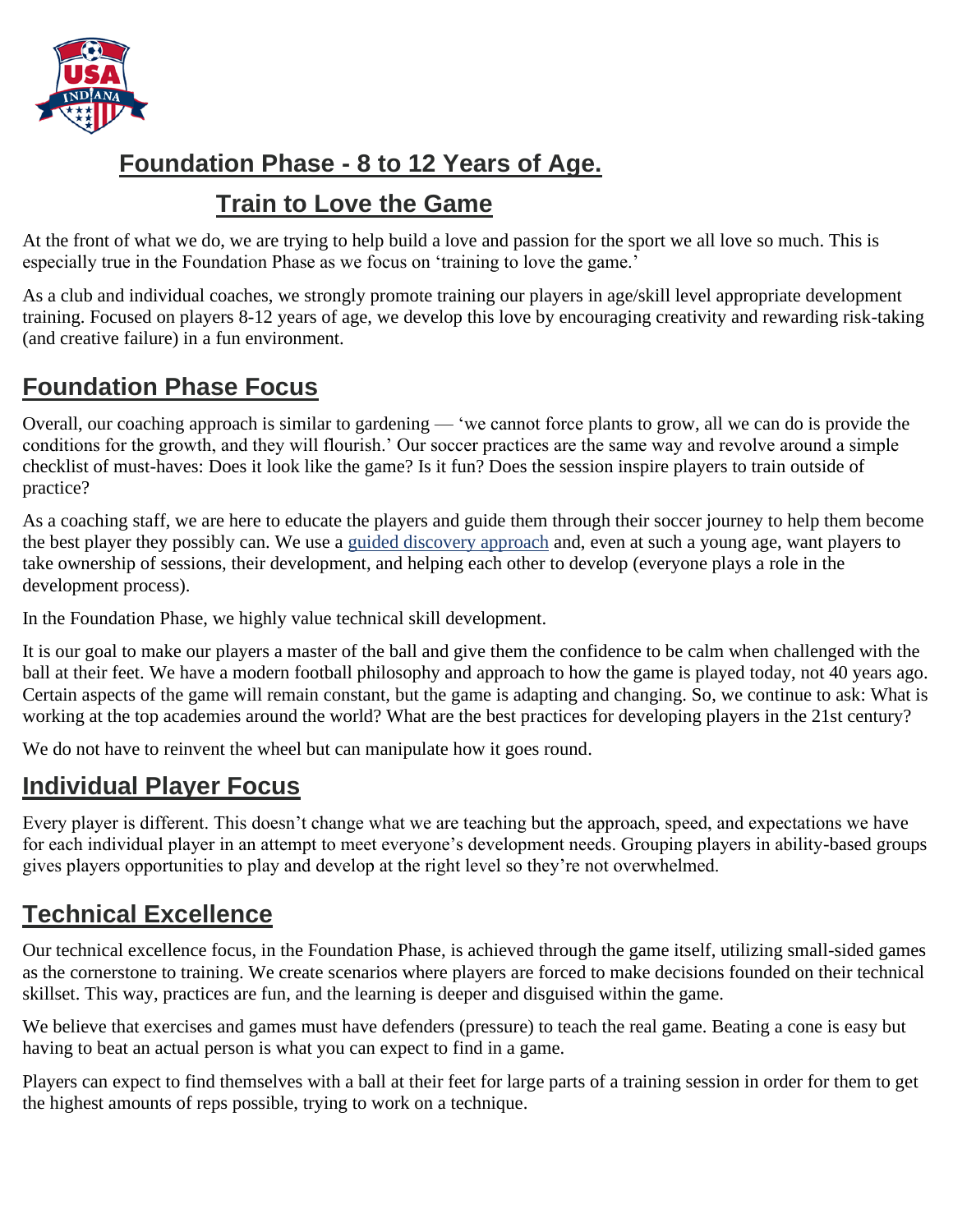# Foundation Phase - 8 to 12 Years of Age.

## Train to Love the Game

At the front of what we do, we are trying to help build a love and passion for the sport we all love so much. This is especially true in the Foundation Phase as we focus on 'training to love the game.'

As a club and individual coaches, we strongly promote training our players in age/skill level appropriate development training. Focused on players 8-12 years of age, we develop this love by encouraging creativity and rewarding risk-taking (and creative failure) in a fun environment.

## Foundation Phase Focus

Overall, our coaching approach is similar to gardening — 'we cannot force plants to grow, all we can do is provide the conditions for the growth, and they will flourish.' Our soccer practices are the same way and revolve around a simple checklist of must-haves: Does it look like the game? Is it fun? Does the session inspire players to train outside of practice?

As a coaching staff, we are here to educate the players and guide them through their soccer journey to help them become the best player they possibly can. We use a guided discovery approach and, even at such a young age, want players to take ownership of sessions, their development, and helping each other to develop (everyone plays a role in the development process).

In the Foundation Phase, we highly value technical skill development.

It is our goal to make our players a master of the ball and give them the confidence to be calm when challenged with the ball at their feet. We have a modern football philosophy and approach to how the game is played today, not 40 years ago. Certain aspects of the game will remain constant, but the game is adapting and changing. So, we continue to ask: What is working at the top academies around the world? What are the best practices for developing players in the 21st century?

We do not have to reinvent the wheel but can manipulate how it goes round.

## Individual Player Focus

Every player is different. This doesn't change what we are teaching but the approach, speed, and expectations we have for each individual player in an attempt to meet everyone's development needs. Grouping players in ability-based groups gives players opportunities to play and develop at the right level so they're not overwhelmed.

## Technical Excellence

Our technical excellence focus, in the Foundation Phase, is achieved through the game itself, utilizing small-sided games as the cornerstone to training. We create scenarios where players are forced to make decisions founded on their technical skillset. This way, practices are fun, and the learning is deeper and disguised within the game.

We believe that exercises and games must have defenders (pressure) to teach the real game. Beating a cone is easy but having to beat an actual person is what you can expect to find in a game.

Players can expect to find themselves with a ball at their feet for large parts of a training session in order for them to get the highest amounts of reps possible, trying to work on a technique.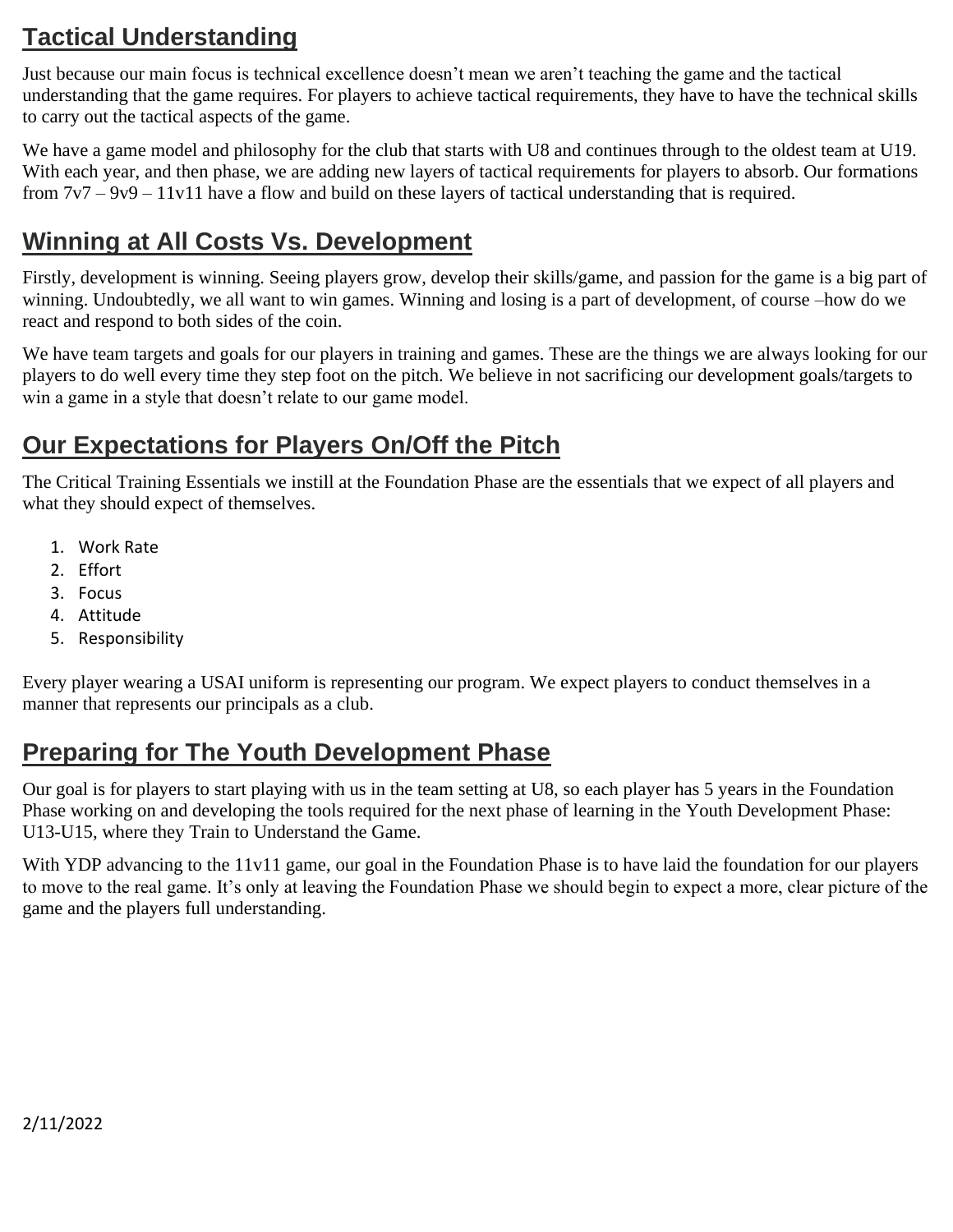## Tactical Understanding

Just because our main focus is technical excellence doesn’t mean we aren’t teaching the game and the tactical understanding that the game requires. For players to achieve tactical requirements, they have to have the technical skills to carry out the tactical aspects of the game.

We have a game model and philosophy for the club that starts with U8 and continues through to the oldest team at U19. With each year, and then phase, we are adding new layers of tactical requirements for players to absorb. Our formations from 7v7 – 9v9 – 11v11 have a flow and build on these layers of tactical understanding that is required.

## Winning at All Costs Vs. Development

Firstly, development is winning. Seeing players grow, develop their skills/game, and passion for the game is a big part of winning. Undoubtedly, we all want to win games. Winning and losing is a part of development, of course –how do we react and respond to both sides of the coin.

We have team targets and goals for our players in training and games. These are the things we are always looking for our players to do well every time they step foot on the pitch. We believe in not sacrificing our development goals/targets to win a game in a style that doesn’t relate to our game model.

## Our Expectations for Players On/Off the Pitch

The Critical Training Essentials we instill at the Foundation Phase are the essentials that we expect of all players and what they should expect of themselves.

1. Work Rate
2. Effort
3. Focus
4. Attitude
5. Responsibility

Every player wearing a USAI uniform is representing our program. We expect players to conduct themselves in a manner that represents our principals as a club.

## Preparing for The Youth Development Phase

Our goal is for players to start playing with us in the team setting at U8, so each player has 5 years in the Foundation Phase working on and developing the tools required for the next phase of learning in the Youth Development Phase: U13-U15, where they Train to Understand the Game.

With YDP advancing to the 11v11 game, our goal in the Foundation Phase is to have laid the foundation for our players to move to the real game. It’s only at leaving the Foundation Phase we should begin to expect a more, clear picture of the game and the players full understanding.

2/11/2022